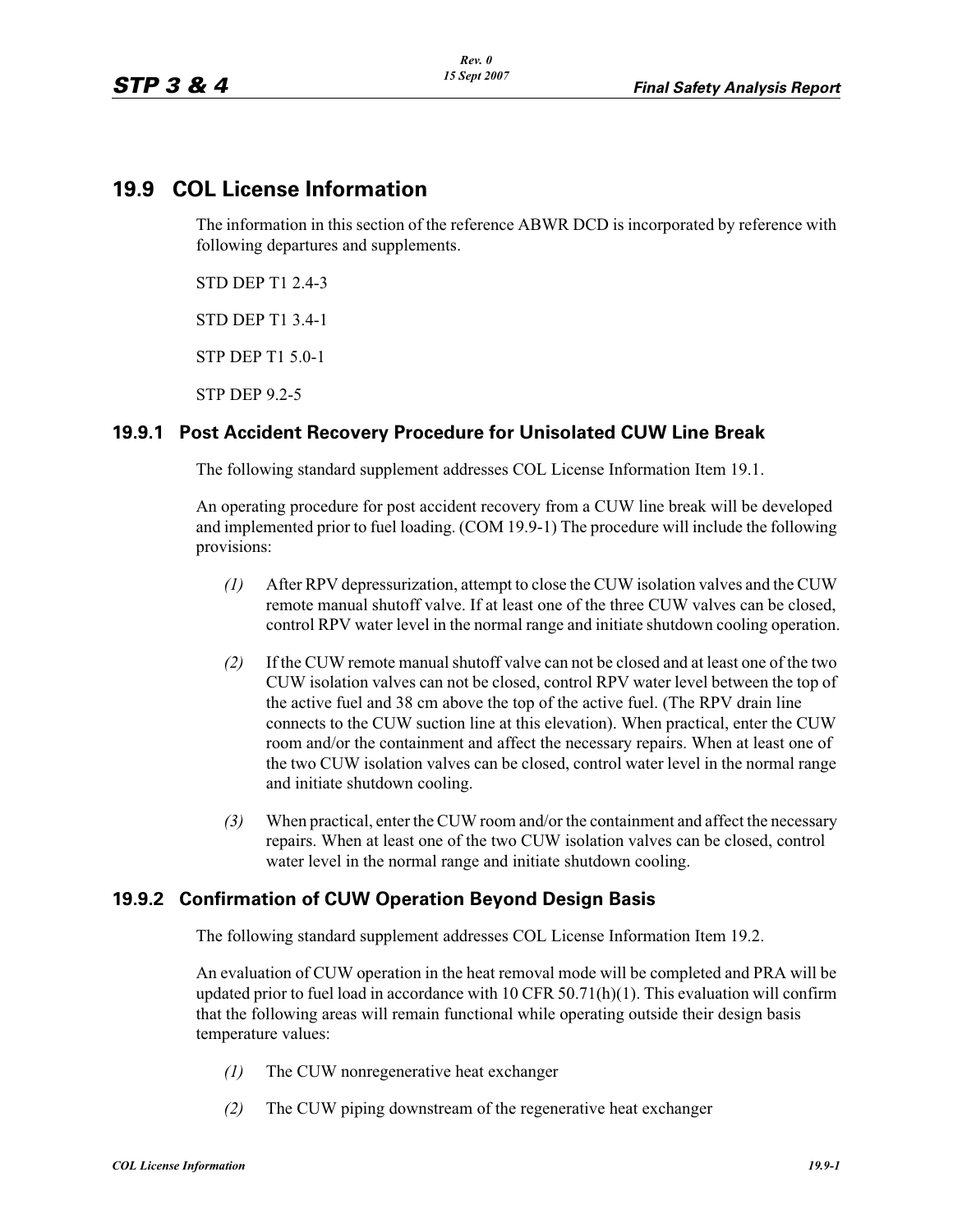## 19.9 COL License Information

The information in this section of the reference ABWR DCD is incorporated by reference with following departures and supplements.

STD DEP T1 2.4-3

STD DEP T1 3.4-1

STP DEP T1 5.0-1

STP DEP 9.2-5

### 19.9.1 Post Accident Recovery Procedure for Unisolated CUW Line Break

The following standard supplement addresses COL License Information Item 19.1.

An operating procedure for post accident recovery from a CUW line break will be developed and implemented prior to fuel loading. (COM 19.9-1) The procedure will include the following provisions:

*(1)* After RPV depressurization, attempt to close the CUW isolation valves and the CUW remote manual shutoff valve. If at least one of the three CUW valves can be closed, control RPV water level in the normal range and initiate shutdown cooling operation.

*(2)* If the CUW remote manual shutoff valve can not be closed and at least one of the two CUW isolation valves can not be closed, control RPV water level between the top of the active fuel and 38 cm above the top of the active fuel. (The RPV drain line connects to the CUW suction line at this elevation). When practical, enter the CUW room and/or the containment and affect the necessary repairs. When at least one of the two CUW isolation valves can be closed, control water level in the normal range and initiate shutdown cooling.

*(3)* When practical, enter the CUW room and/or the containment and affect the necessary repairs. When at least one of the two CUW isolation valves can be closed, control water level in the normal range and initiate shutdown cooling.

### 19.9.2 Confirmation of CUW Operation Beyond Design Basis

The following standard supplement addresses COL License Information Item 19.2.

An evaluation of CUW operation in the heat removal mode will be completed and PRA will be updated prior to fuel load in accordance with 10 CFR 50.71(h)(1). This evaluation will confirm that the following areas will remain functional while operating outside their design basis temperature values:

*(1)* The CUW nonregenerative heat exchanger

*(2)* The CUW piping downstream of the regenerative heat exchanger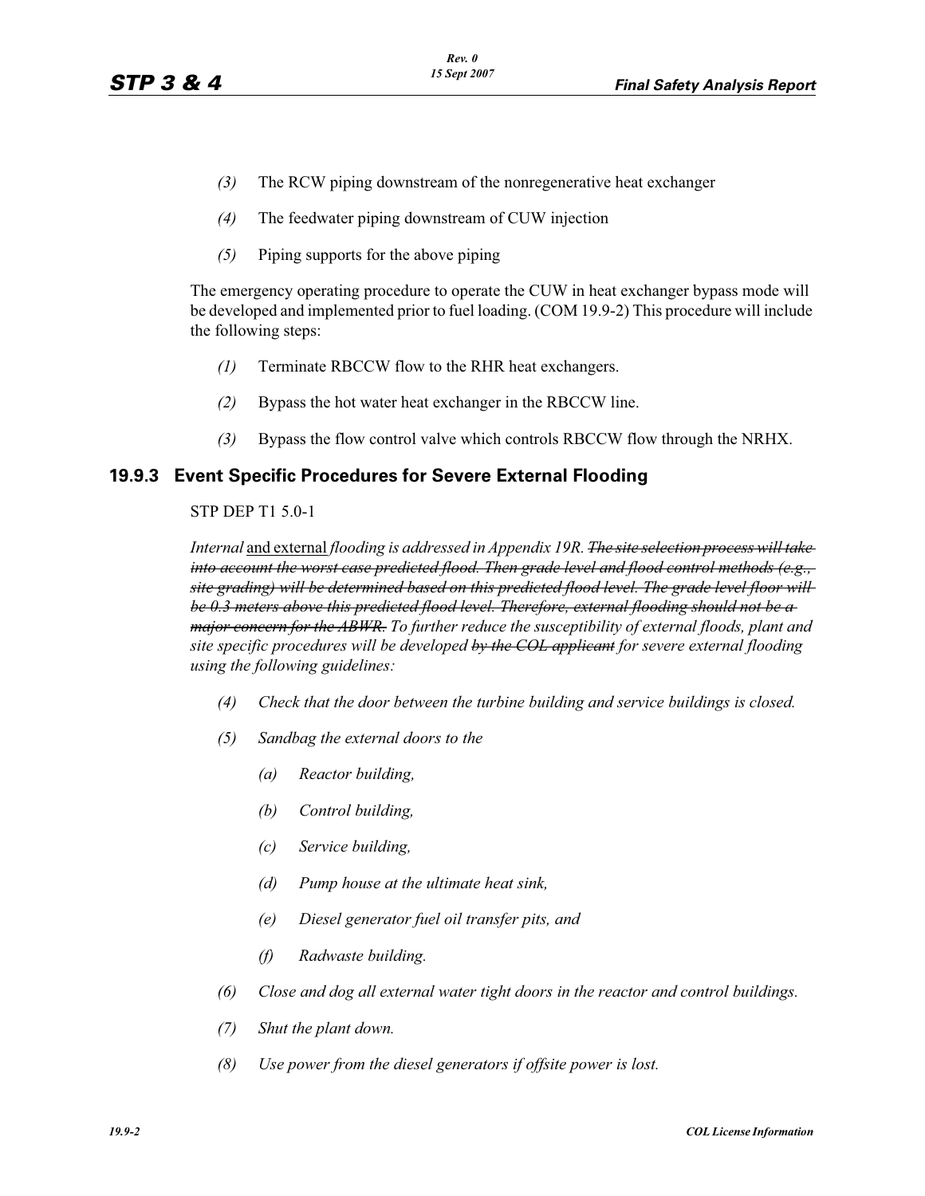*(3)* The RCW piping downstream of the nonregenerative heat exchanger

*(4)* The feedwater piping downstream of CUW injection

*(5)* Piping supports for the above piping

The emergency operating procedure to operate the CUW in heat exchanger bypass mode will be developed and implemented prior to fuel loading. (COM 19.9-2) This procedure will include the following steps:

*(1)* Terminate RBCCW flow to the RHR heat exchangers.

*(2)* Bypass the hot water heat exchanger in the RBCCW line.

*(3)* Bypass the flow control valve which controls RBCCW flow through the NRHX.

### 19.9.3 Event Specific Procedures for Severe External Flooding

STP DEP T1 5.0-1

*Internal* <u>and external</u> *flooding is addressed in Appendix 19R.* ~~*The site selection process will take into account the worst case predicted flood. Then grade level and flood control methods (e.g., site grading) will be determined based on this predicted flood level. The grade level floor will be 0.3 meters above this predicted flood level. Therefore, external flooding should not be a major concern for the ABWR.*~~ *To further reduce the susceptibility of external floods, plant and site specific procedures will be developed* ~~*by the COL applicant*~~ *for severe external flooding using the following guidelines:*

*(4)* *Check that the door between the turbine building and service buildings is closed.*

*(5)* *Sandbag the external doors to the*

- *(a)* *Reactor building,*
- *(b)* *Control building,*
- *(c)* *Service building,*
- *(d)* *Pump house at the ultimate heat sink,*
- *(e)* *Diesel generator fuel oil transfer pits, and*
- *(f)* *Radwaste building.*

*(6)* *Close and dog all external water tight doors in the reactor and control buildings.*

*(7)* *Shut the plant down.*

*(8)* *Use power from the diesel generators if offsite power is lost.*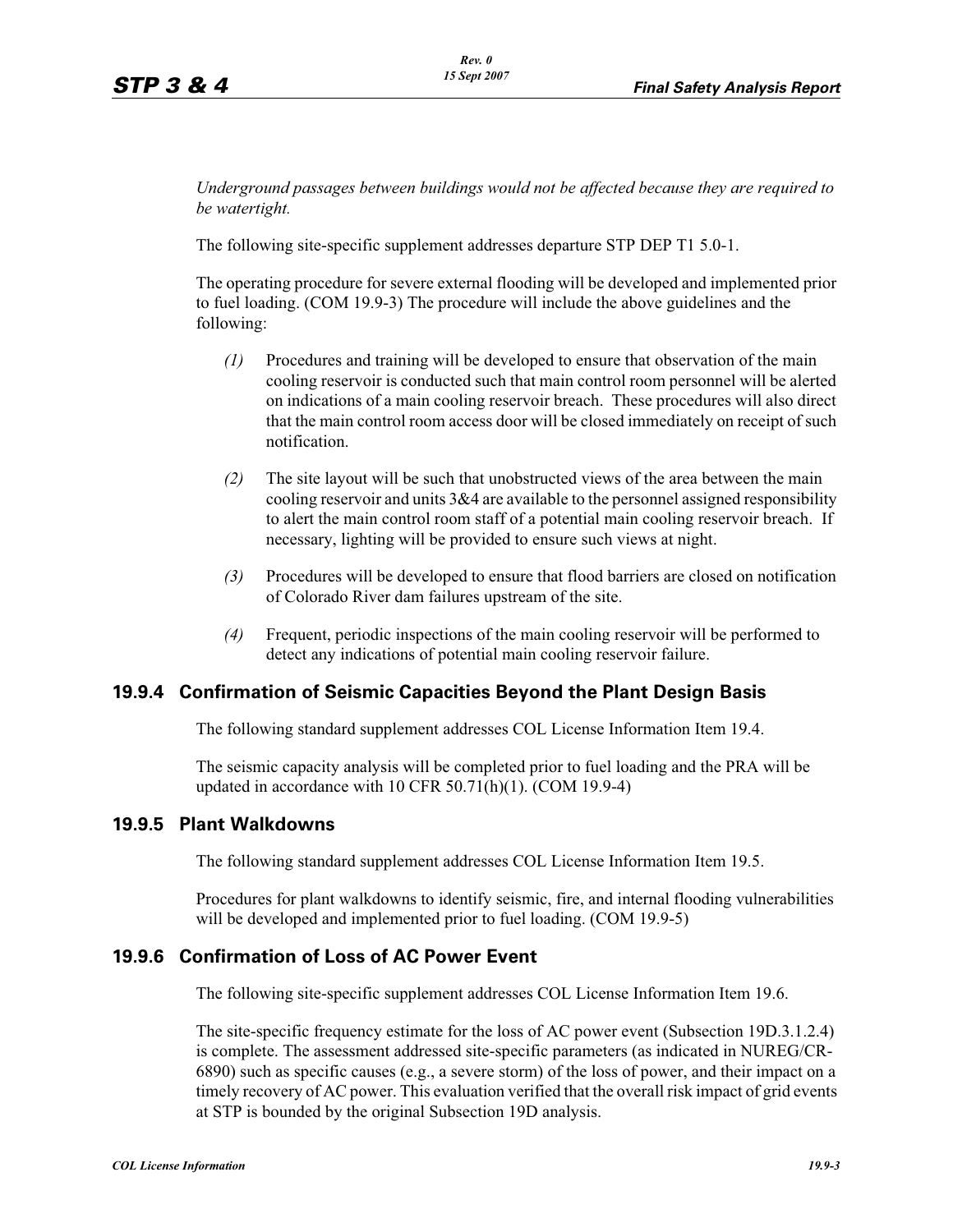*Underground passages between buildings would not be affected because they are required to be watertight.*

The following site-specific supplement addresses departure STP DEP T1 5.0-1.

The operating procedure for severe external flooding will be developed and implemented prior to fuel loading. (COM 19.9-3) The procedure will include the above guidelines and the following:

*(1)* Procedures and training will be developed to ensure that observation of the main cooling reservoir is conducted such that main control room personnel will be alerted on indications of a main cooling reservoir breach. These procedures will also direct that the main control room access door will be closed immediately on receipt of such notification.

*(2)* The site layout will be such that unobstructed views of the area between the main cooling reservoir and units 3&4 are available to the personnel assigned responsibility to alert the main control room staff of a potential main cooling reservoir breach. If necessary, lighting will be provided to ensure such views at night.

*(3)* Procedures will be developed to ensure that flood barriers are closed on notification of Colorado River dam failures upstream of the site.

*(4)* Frequent, periodic inspections of the main cooling reservoir will be performed to detect any indications of potential main cooling reservoir failure.

## 19.9.4 Confirmation of Seismic Capacities Beyond the Plant Design Basis

The following standard supplement addresses COL License Information Item 19.4.

The seismic capacity analysis will be completed prior to fuel loading and the PRA will be updated in accordance with 10 CFR 50.71(h)(1). (COM 19.9-4)

## 19.9.5 Plant Walkdowns

The following standard supplement addresses COL License Information Item 19.5.

Procedures for plant walkdowns to identify seismic, fire, and internal flooding vulnerabilities will be developed and implemented prior to fuel loading. (COM 19.9-5)

## 19.9.6 Confirmation of Loss of AC Power Event

The following site-specific supplement addresses COL License Information Item 19.6.

The site-specific frequency estimate for the loss of AC power event (Subsection 19D.3.1.2.4) is complete. The assessment addressed site-specific parameters (as indicated in NUREG/CR-6890) such as specific causes (e.g., a severe storm) of the loss of power, and their impact on a timely recovery of AC power. This evaluation verified that the overall risk impact of grid events at STP is bounded by the original Subsection 19D analysis.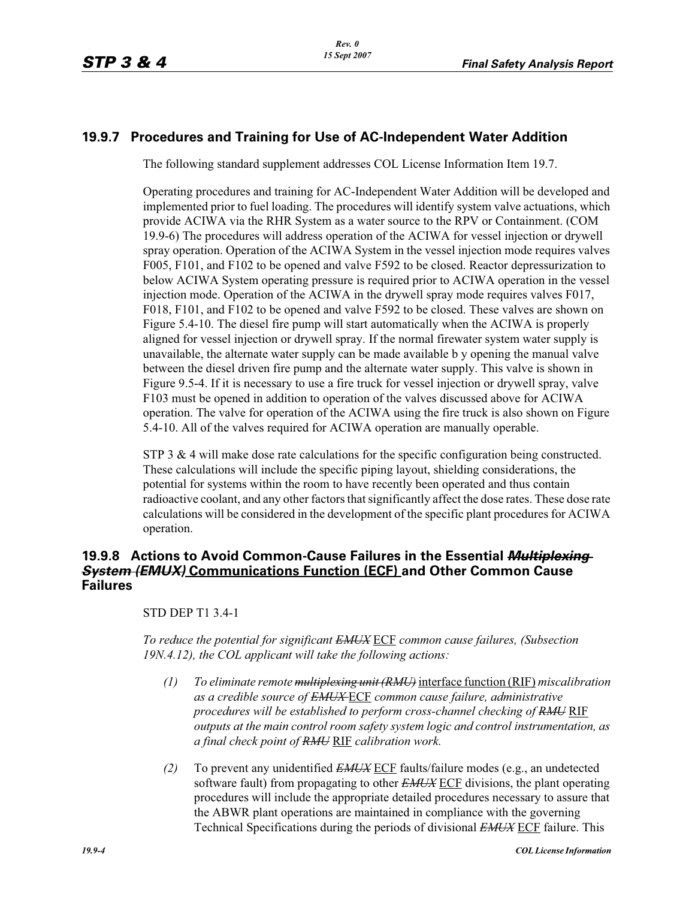## 19.9.7 Procedures and Training for Use of AC-Independent Water Addition

The following standard supplement addresses COL License Information Item 19.7.

Operating procedures and training for AC-Independent Water Addition will be developed and implemented prior to fuel loading. The procedures will identify system valve actuations, which provide ACIWA via the RHR System as a water source to the RPV or Containment. (COM 19.9-6) The procedures will address operation of the ACIWA for vessel injection or drywell spray operation. Operation of the ACIWA System in the vessel injection mode requires valves F005, F101, and F102 to be opened and valve F592 to be closed. Reactor depressurization to below ACIWA System operating pressure is required prior to ACIWA operation in the vessel injection mode. Operation of the ACIWA in the drywell spray mode requires valves F017, F018, F101, and F102 to be opened and valve F592 to be closed. These valves are shown on Figure 5.4-10. The diesel fire pump will start automatically when the ACIWA is properly aligned for vessel injection or drywell spray. If the normal firewater system water supply is unavailable, the alternate water supply can be made available b y opening the manual valve between the diesel driven fire pump and the alternate water supply. This valve is shown in Figure 9.5-4. If it is necessary to use a fire truck for vessel injection or drywell spray, valve F103 must be opened in addition to operation of the valves discussed above for ACIWA operation. The valve for operation of the ACIWA using the fire truck is also shown on Figure 5.4-10. All of the valves required for ACIWA operation are manually operable.

STP 3 & 4 will make dose rate calculations for the specific configuration being constructed. These calculations will include the specific piping layout, shielding considerations, the potential for systems within the room to have recently been operated and thus contain radioactive coolant, and any other factors that significantly affect the dose rates. These dose rate calculations will be considered in the development of the specific plant procedures for ACIWA operation.

## 19.9.8 Actions to Avoid Common-Cause Failures in the Essential ~~*Multiplexing System (EMUX)*~~ <u>Communications Function (ECF)</u> and Other Common Cause Failures

STD DEP T1 3.4-1

*To reduce the potential for significant ~~EMUX~~* <u>ECF</u> *common cause failures, (Subsection 19N.4.12), the COL applicant will take the following actions:*

*(1) To eliminate remote ~~multiplexing unit (RMU)~~* <u>interface function (RIF)</u> *miscalibration as a credible source of ~~EMUX~~* <u>ECF</u> *common cause failure, administrative procedures will be established to perform cross-channel checking of ~~RMU~~* <u>RIF</u> *outputs at the main control room safety system logic and control instrumentation, as a final check point of ~~RMU~~* <u>RIF</u> *calibration work.*

*(2)* To prevent any unidentified ~~*EMUX*~~ <u>ECF</u> faults/failure modes (e.g., an undetected software fault) from propagating to other ~~*EMUX*~~ <u>ECF</u> divisions, the plant operating procedures will include the appropriate detailed procedures necessary to assure that the ABWR plant operations are maintained in compliance with the governing Technical Specifications during the periods of divisional ~~*EMUX*~~ <u>ECF</u> failure. This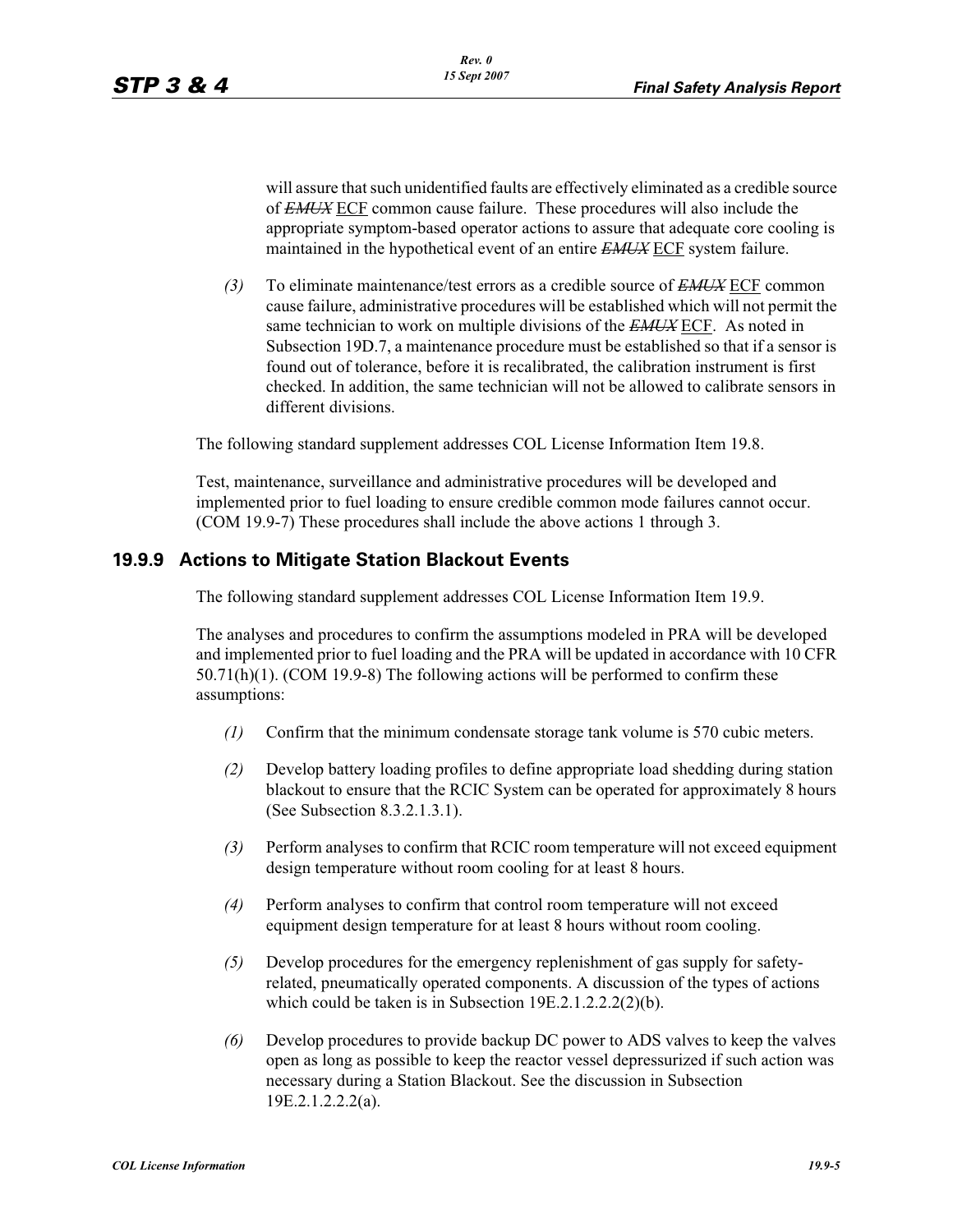will assure that such unidentified faults are effectively eliminated as a credible source of ~~*EMUX*~~ ECF common cause failure. These procedures will also include the appropriate symptom-based operator actions to assure that adequate core cooling is maintained in the hypothetical event of an entire ~~*EMUX*~~ ECF system failure.

*(3)* To eliminate maintenance/test errors as a credible source of ~~*EMUX*~~ ECF common cause failure, administrative procedures will be established which will not permit the same technician to work on multiple divisions of the ~~*EMUX*~~ ECF. As noted in Subsection 19D.7, a maintenance procedure must be established so that if a sensor is found out of tolerance, before it is recalibrated, the calibration instrument is first checked. In addition, the same technician will not be allowed to calibrate sensors in different divisions.

The following standard supplement addresses COL License Information Item 19.8.

Test, maintenance, surveillance and administrative procedures will be developed and implemented prior to fuel loading to ensure credible common mode failures cannot occur. (COM 19.9-7) These procedures shall include the above actions 1 through 3.

## 19.9.9 Actions to Mitigate Station Blackout Events

The following standard supplement addresses COL License Information Item 19.9.

The analyses and procedures to confirm the assumptions modeled in PRA will be developed and implemented prior to fuel loading and the PRA will be updated in accordance with 10 CFR 50.71(h)(1). (COM 19.9-8) The following actions will be performed to confirm these assumptions:

*(1)* Confirm that the minimum condensate storage tank volume is 570 cubic meters.

*(2)* Develop battery loading profiles to define appropriate load shedding during station blackout to ensure that the RCIC System can be operated for approximately 8 hours (See Subsection 8.3.2.1.3.1).

*(3)* Perform analyses to confirm that RCIC room temperature will not exceed equipment design temperature without room cooling for at least 8 hours.

*(4)* Perform analyses to confirm that control room temperature will not exceed equipment design temperature for at least 8 hours without room cooling.

*(5)* Develop procedures for the emergency replenishment of gas supply for safety-related, pneumatically operated components. A discussion of the types of actions which could be taken is in Subsection 19E.2.1.2.2.2(2)(b).

*(6)* Develop procedures to provide backup DC power to ADS valves to keep the valves open as long as possible to keep the reactor vessel depressurized if such action was necessary during a Station Blackout. See the discussion in Subsection 19E.2.1.2.2.2(a).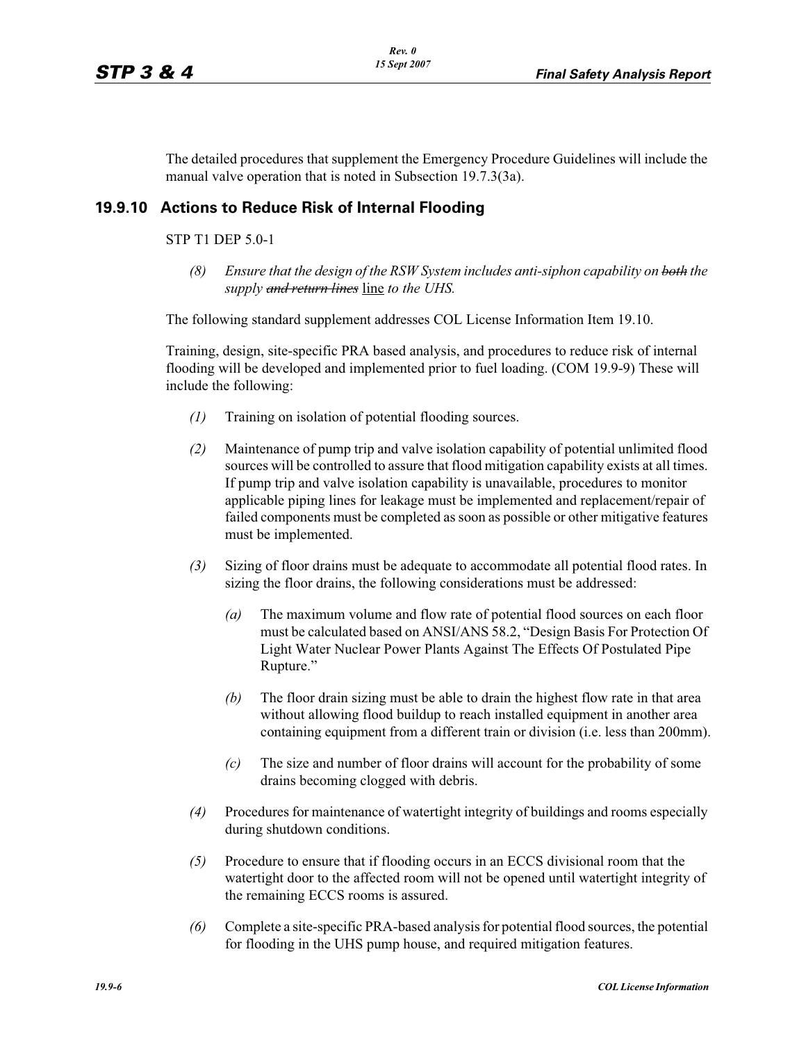The detailed procedures that supplement the Emergency Procedure Guidelines will include the manual valve operation that is noted in Subsection 19.7.3(3a).

## 19.9.10 Actions to Reduce Risk of Internal Flooding

STP T1 DEP 5.0-1

*(8)* *Ensure that the design of the RSW System includes anti-siphon capability on ~~both~~ the supply ~~and return lines~~* line *to the UHS.*

The following standard supplement addresses COL License Information Item 19.10.

Training, design, site-specific PRA based analysis, and procedures to reduce risk of internal flooding will be developed and implemented prior to fuel loading. (COM 19.9-9) These will include the following:

*(1)* Training on isolation of potential flooding sources.

*(2)* Maintenance of pump trip and valve isolation capability of potential unlimited flood sources will be controlled to assure that flood mitigation capability exists at all times. If pump trip and valve isolation capability is unavailable, procedures to monitor applicable piping lines for leakage must be implemented and replacement/repair of failed components must be completed as soon as possible or other mitigative features must be implemented.

*(3)* Sizing of floor drains must be adequate to accommodate all potential flood rates. In sizing the floor drains, the following considerations must be addressed:

*(a)* The maximum volume and flow rate of potential flood sources on each floor must be calculated based on ANSI/ANS 58.2, "Design Basis For Protection Of Light Water Nuclear Power Plants Against The Effects Of Postulated Pipe Rupture."

*(b)* The floor drain sizing must be able to drain the highest flow rate in that area without allowing flood buildup to reach installed equipment in another area containing equipment from a different train or division (i.e. less than 200mm).

*(c)* The size and number of floor drains will account for the probability of some drains becoming clogged with debris.

*(4)* Procedures for maintenance of watertight integrity of buildings and rooms especially during shutdown conditions.

*(5)* Procedure to ensure that if flooding occurs in an ECCS divisional room that the watertight door to the affected room will not be opened until watertight integrity of the remaining ECCS rooms is assured.

*(6)* Complete a site-specific PRA-based analysis for potential flood sources, the potential for flooding in the UHS pump house, and required mitigation features.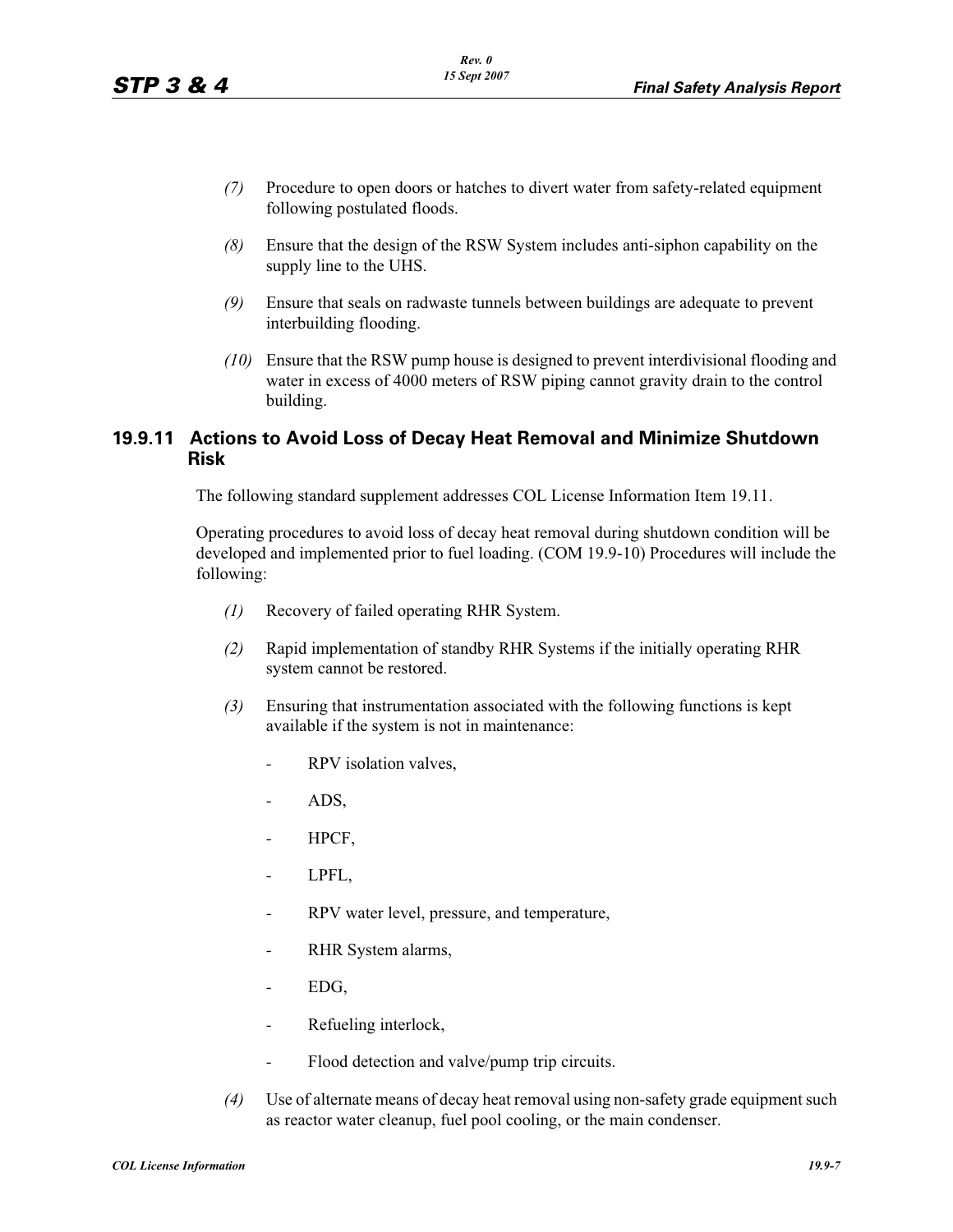*(7)* Procedure to open doors or hatches to divert water from safety-related equipment following postulated floods.

*(8)* Ensure that the design of the RSW System includes anti-siphon capability on the supply line to the UHS.

*(9)* Ensure that seals on radwaste tunnels between buildings are adequate to prevent interbuilding flooding.

*(10)* Ensure that the RSW pump house is designed to prevent interdivisional flooding and water in excess of 4000 meters of RSW piping cannot gravity drain to the control building.

## 19.9.11 Actions to Avoid Loss of Decay Heat Removal and Minimize Shutdown Risk

The following standard supplement addresses COL License Information Item 19.11.

Operating procedures to avoid loss of decay heat removal during shutdown condition will be developed and implemented prior to fuel loading. (COM 19.9-10) Procedures will include the following:

*(1)* Recovery of failed operating RHR System.

*(2)* Rapid implementation of standby RHR Systems if the initially operating RHR system cannot be restored.

*(3)* Ensuring that instrumentation associated with the following functions is kept available if the system is not in maintenance:

- RPV isolation valves,
- ADS,
- HPCF,
- LPFL,
- RPV water level, pressure, and temperature,
- RHR System alarms,
- EDG,
- Refueling interlock,
- Flood detection and valve/pump trip circuits.

*(4)* Use of alternate means of decay heat removal using non-safety grade equipment such as reactor water cleanup, fuel pool cooling, or the main condenser.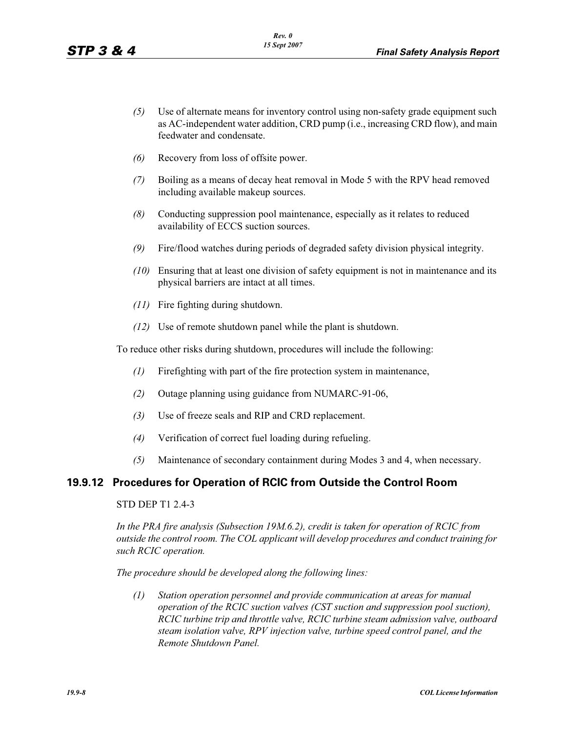*(5)* Use of alternate means for inventory control using non-safety grade equipment such as AC-independent water addition, CRD pump (i.e., increasing CRD flow), and main feedwater and condensate.

*(6)* Recovery from loss of offsite power.

*(7)* Boiling as a means of decay heat removal in Mode 5 with the RPV head removed including available makeup sources.

*(8)* Conducting suppression pool maintenance, especially as it relates to reduced availability of ECCS suction sources.

*(9)* Fire/flood watches during periods of degraded safety division physical integrity.

*(10)* Ensuring that at least one division of safety equipment is not in maintenance and its physical barriers are intact at all times.

*(11)* Fire fighting during shutdown.

*(12)* Use of remote shutdown panel while the plant is shutdown.

To reduce other risks during shutdown, procedures will include the following:

*(1)* Firefighting with part of the fire protection system in maintenance,

*(2)* Outage planning using guidance from NUMARC-91-06,

*(3)* Use of freeze seals and RIP and CRD replacement.

*(4)* Verification of correct fuel loading during refueling.

*(5)* Maintenance of secondary containment during Modes 3 and 4, when necessary.

## 19.9.12 Procedures for Operation of RCIC from Outside the Control Room

STD DEP T1 2.4-3

*In the PRA fire analysis (Subsection 19M.6.2), credit is taken for operation of RCIC from outside the control room. The COL applicant will develop procedures and conduct training for such RCIC operation.*

*The procedure should be developed along the following lines:*

*(1) Station operation personnel and provide communication at areas for manual operation of the RCIC suction valves (CST suction and suppression pool suction), RCIC turbine trip and throttle valve, RCIC turbine steam admission valve, outboard steam isolation valve, RPV injection valve, turbine speed control panel, and the Remote Shutdown Panel.*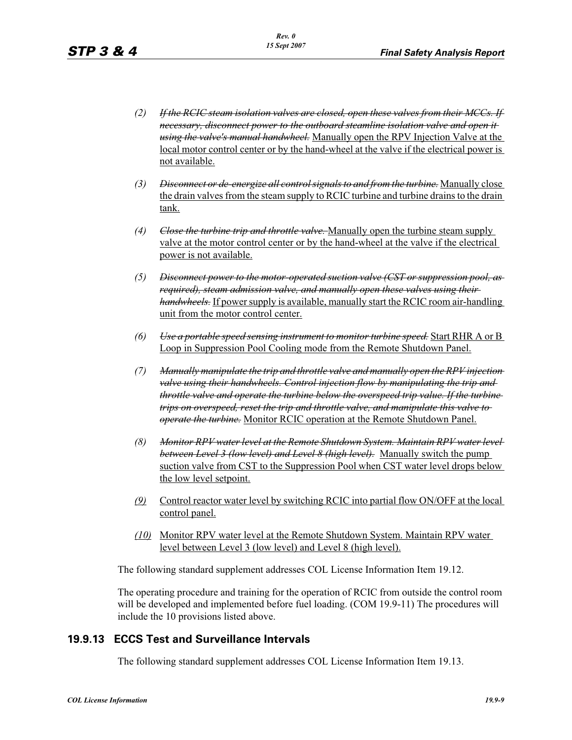(2) ~~If the RCIC steam isolation valves are closed, open these valves from their MCCs. If necessary, disconnect power to the outboard steamline isolation valve and open it using the valve's manual handwheel.~~ <u>Manually open the RPV Injection Valve at the local motor control center or by the hand-wheel at the valve if the electrical power is not available.</u>

(3) ~~Disconnect or de-energize all control signals to and from the turbine.~~ <u>Manually close the drain valves from the steam supply to RCIC turbine and turbine drains to the drain tank.</u>

(4) ~~Close the turbine trip and throttle valve.~~ <u>Manually open the turbine steam supply valve at the motor control center or by the hand-wheel at the valve if the electrical power is not available.</u>

(5) ~~Disconnect power to the motor-operated suction valve (CST or suppression pool, as required), steam admission valve, and manually open these valves using their handwheels.~~ <u>If power supply is available, manually start the RCIC room air-handling unit from the motor control center.</u>

(6) ~~Use a portable speed sensing instrument to monitor turbine speed.~~ <u>Start RHR A or B Loop in Suppression Pool Cooling mode from the Remote Shutdown Panel.</u>

(7) ~~Manually manipulate the trip and throttle valve and manually open the RPV injection valve using their handwheels. Control injection flow by manipulating the trip and throttle valve and operate the turbine below the overspeed trip value. If the turbine trips on overspeed, reset the trip and throttle valve, and manipulate this valve to operate the turbine.~~ <u>Monitor RCIC operation at the Remote Shutdown Panel.</u>

(8) ~~Monitor RPV water level at the Remote Shutdown System. Maintain RPV water level between Level 3 (low level) and Level 8 (high level).~~ <u>Manually switch the pump suction valve from CST to the Suppression Pool when CST water level drops below the low level setpoint.</u>

<u>(9)</u> <u>Control reactor water level by switching RCIC into partial flow ON/OFF at the local control panel.</u>

<u>(10)</u> <u>Monitor RPV water level at the Remote Shutdown System. Maintain RPV water level between Level 3 (low level) and Level 8 (high level).</u>

The following standard supplement addresses COL License Information Item 19.12.

The operating procedure and training for the operation of RCIC from outside the control room will be developed and implemented before fuel loading. (COM 19.9-11) The procedures will include the 10 provisions listed above.

## 19.9.13 ECCS Test and Surveillance Intervals

The following standard supplement addresses COL License Information Item 19.13.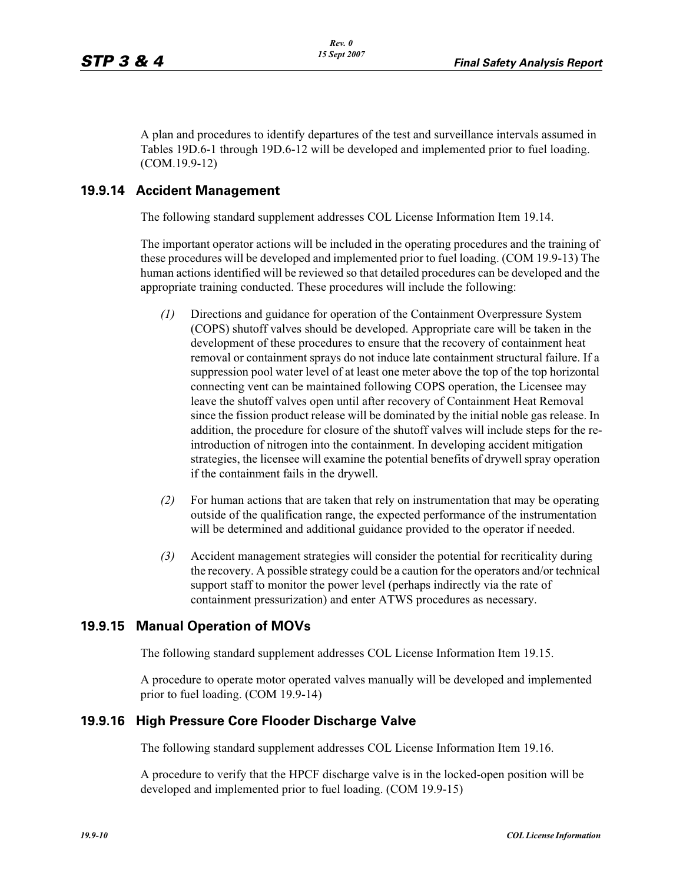A plan and procedures to identify departures of the test and surveillance intervals assumed in Tables 19D.6-1 through 19D.6-12 will be developed and implemented prior to fuel loading. (COM.19.9-12)

## 19.9.14 Accident Management

The following standard supplement addresses COL License Information Item 19.14.

The important operator actions will be included in the operating procedures and the training of these procedures will be developed and implemented prior to fuel loading. (COM 19.9-13) The human actions identified will be reviewed so that detailed procedures can be developed and the appropriate training conducted. These procedures will include the following:

*(1)* Directions and guidance for operation of the Containment Overpressure System (COPS) shutoff valves should be developed. Appropriate care will be taken in the development of these procedures to ensure that the recovery of containment heat removal or containment sprays do not induce late containment structural failure. If a suppression pool water level of at least one meter above the top of the top horizontal connecting vent can be maintained following COPS operation, the Licensee may leave the shutoff valves open until after recovery of Containment Heat Removal since the fission product release will be dominated by the initial noble gas release. In addition, the procedure for closure of the shutoff valves will include steps for the re-introduction of nitrogen into the containment. In developing accident mitigation strategies, the licensee will examine the potential benefits of drywell spray operation if the containment fails in the drywell.

*(2)* For human actions that are taken that rely on instrumentation that may be operating outside of the qualification range, the expected performance of the instrumentation will be determined and additional guidance provided to the operator if needed.

*(3)* Accident management strategies will consider the potential for recriticality during the recovery. A possible strategy could be a caution for the operators and/or technical support staff to monitor the power level (perhaps indirectly via the rate of containment pressurization) and enter ATWS procedures as necessary.

## 19.9.15 Manual Operation of MOVs

The following standard supplement addresses COL License Information Item 19.15.

A procedure to operate motor operated valves manually will be developed and implemented prior to fuel loading. (COM 19.9-14)

## 19.9.16 High Pressure Core Flooder Discharge Valve

The following standard supplement addresses COL License Information Item 19.16.

A procedure to verify that the HPCF discharge valve is in the locked-open position will be developed and implemented prior to fuel loading. (COM 19.9-15)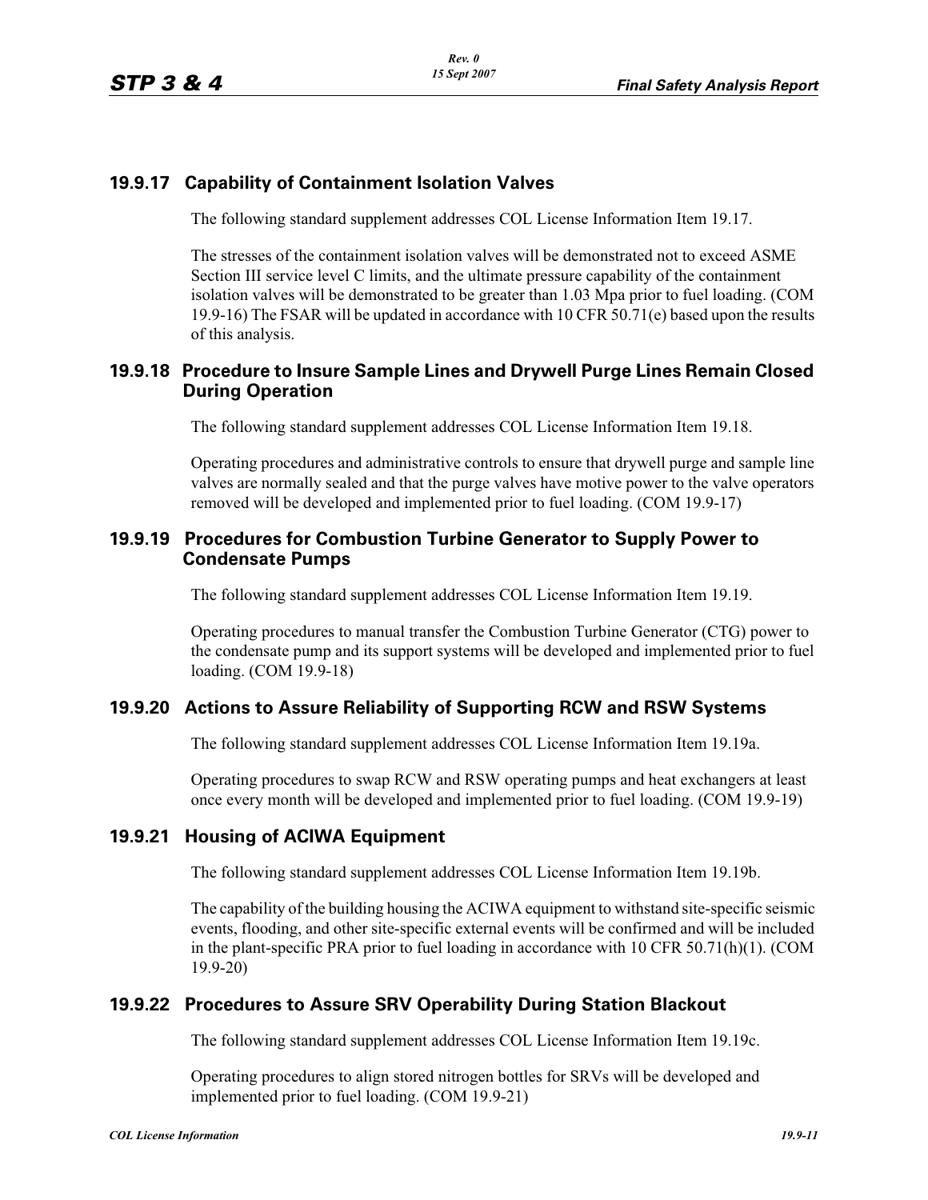## 19.9.17 Capability of Containment Isolation Valves

The following standard supplement addresses COL License Information Item 19.17.

The stresses of the containment isolation valves will be demonstrated not to exceed ASME Section III service level C limits, and the ultimate pressure capability of the containment isolation valves will be demonstrated to be greater than 1.03 Mpa prior to fuel loading. (COM 19.9-16) The FSAR will be updated in accordance with 10 CFR 50.71(e) based upon the results of this analysis.

## 19.9.18 Procedure to Insure Sample Lines and Drywell Purge Lines Remain Closed During Operation

The following standard supplement addresses COL License Information Item 19.18.

Operating procedures and administrative controls to ensure that drywell purge and sample line valves are normally sealed and that the purge valves have motive power to the valve operators removed will be developed and implemented prior to fuel loading. (COM 19.9-17)

## 19.9.19 Procedures for Combustion Turbine Generator to Supply Power to Condensate Pumps

The following standard supplement addresses COL License Information Item 19.19.

Operating procedures to manual transfer the Combustion Turbine Generator (CTG) power to the condensate pump and its support systems will be developed and implemented prior to fuel loading. (COM 19.9-18)

## 19.9.20 Actions to Assure Reliability of Supporting RCW and RSW Systems

The following standard supplement addresses COL License Information Item 19.19a.

Operating procedures to swap RCW and RSW operating pumps and heat exchangers at least once every month will be developed and implemented prior to fuel loading. (COM 19.9-19)

## 19.9.21 Housing of ACIWA Equipment

The following standard supplement addresses COL License Information Item 19.19b.

The capability of the building housing the ACIWA equipment to withstand site-specific seismic events, flooding, and other site-specific external events will be confirmed and will be included in the plant-specific PRA prior to fuel loading in accordance with 10 CFR 50.71(h)(1). (COM 19.9-20)

## 19.9.22 Procedures to Assure SRV Operability During Station Blackout

The following standard supplement addresses COL License Information Item 19.19c.

Operating procedures to align stored nitrogen bottles for SRVs will be developed and implemented prior to fuel loading. (COM 19.9-21)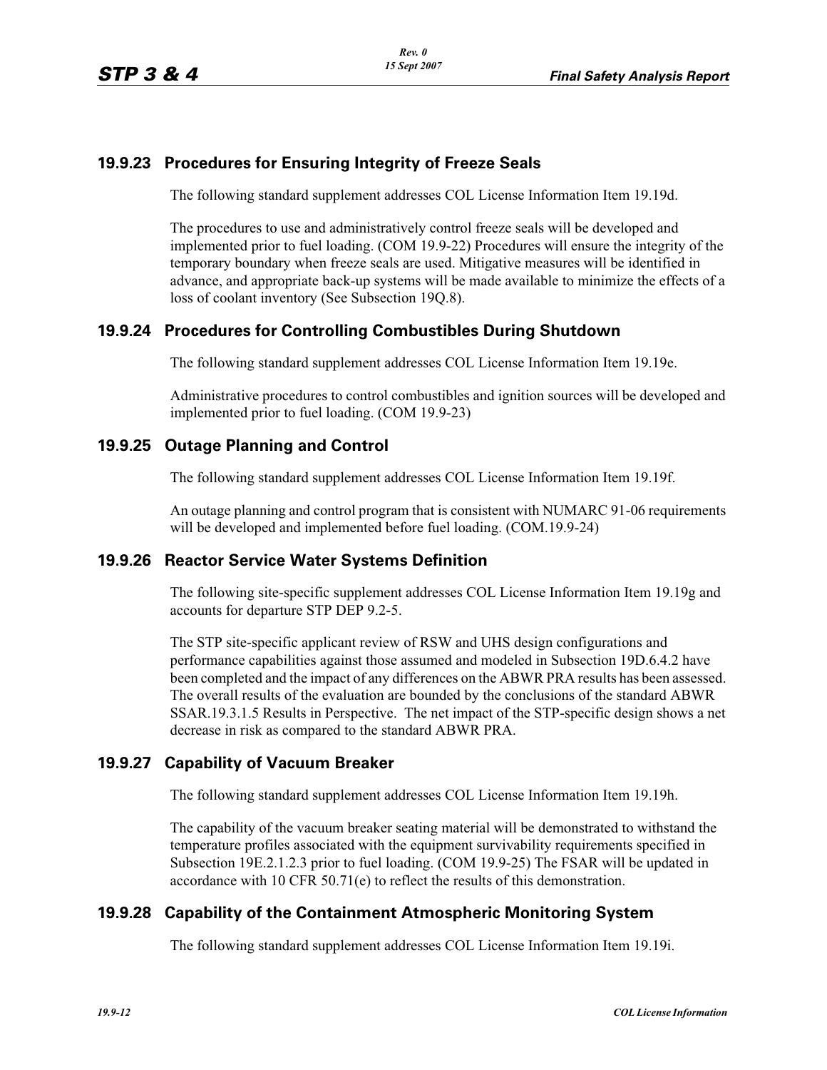## 19.9.23 Procedures for Ensuring Integrity of Freeze Seals

The following standard supplement addresses COL License Information Item 19.19d.

The procedures to use and administratively control freeze seals will be developed and implemented prior to fuel loading. (COM 19.9-22) Procedures will ensure the integrity of the temporary boundary when freeze seals are used. Mitigative measures will be identified in advance, and appropriate back-up systems will be made available to minimize the effects of a loss of coolant inventory (See Subsection 19Q.8).

## 19.9.24 Procedures for Controlling Combustibles During Shutdown

The following standard supplement addresses COL License Information Item 19.19e.

Administrative procedures to control combustibles and ignition sources will be developed and implemented prior to fuel loading. (COM 19.9-23)

## 19.9.25 Outage Planning and Control

The following standard supplement addresses COL License Information Item 19.19f.

An outage planning and control program that is consistent with NUMARC 91-06 requirements will be developed and implemented before fuel loading. (COM.19.9-24)

## 19.9.26 Reactor Service Water Systems Definition

The following site-specific supplement addresses COL License Information Item 19.19g and accounts for departure STP DEP 9.2-5.

The STP site-specific applicant review of RSW and UHS design configurations and performance capabilities against those assumed and modeled in Subsection 19D.6.4.2 have been completed and the impact of any differences on the ABWR PRA results has been assessed. The overall results of the evaluation are bounded by the conclusions of the standard ABWR SSAR.19.3.1.5 Results in Perspective. The net impact of the STP-specific design shows a net decrease in risk as compared to the standard ABWR PRA.

## 19.9.27 Capability of Vacuum Breaker

The following standard supplement addresses COL License Information Item 19.19h.

The capability of the vacuum breaker seating material will be demonstrated to withstand the temperature profiles associated with the equipment survivability requirements specified in Subsection 19E.2.1.2.3 prior to fuel loading. (COM 19.9-25) The FSAR will be updated in accordance with 10 CFR 50.71(e) to reflect the results of this demonstration.

## 19.9.28 Capability of the Containment Atmospheric Monitoring System

The following standard supplement addresses COL License Information Item 19.19i.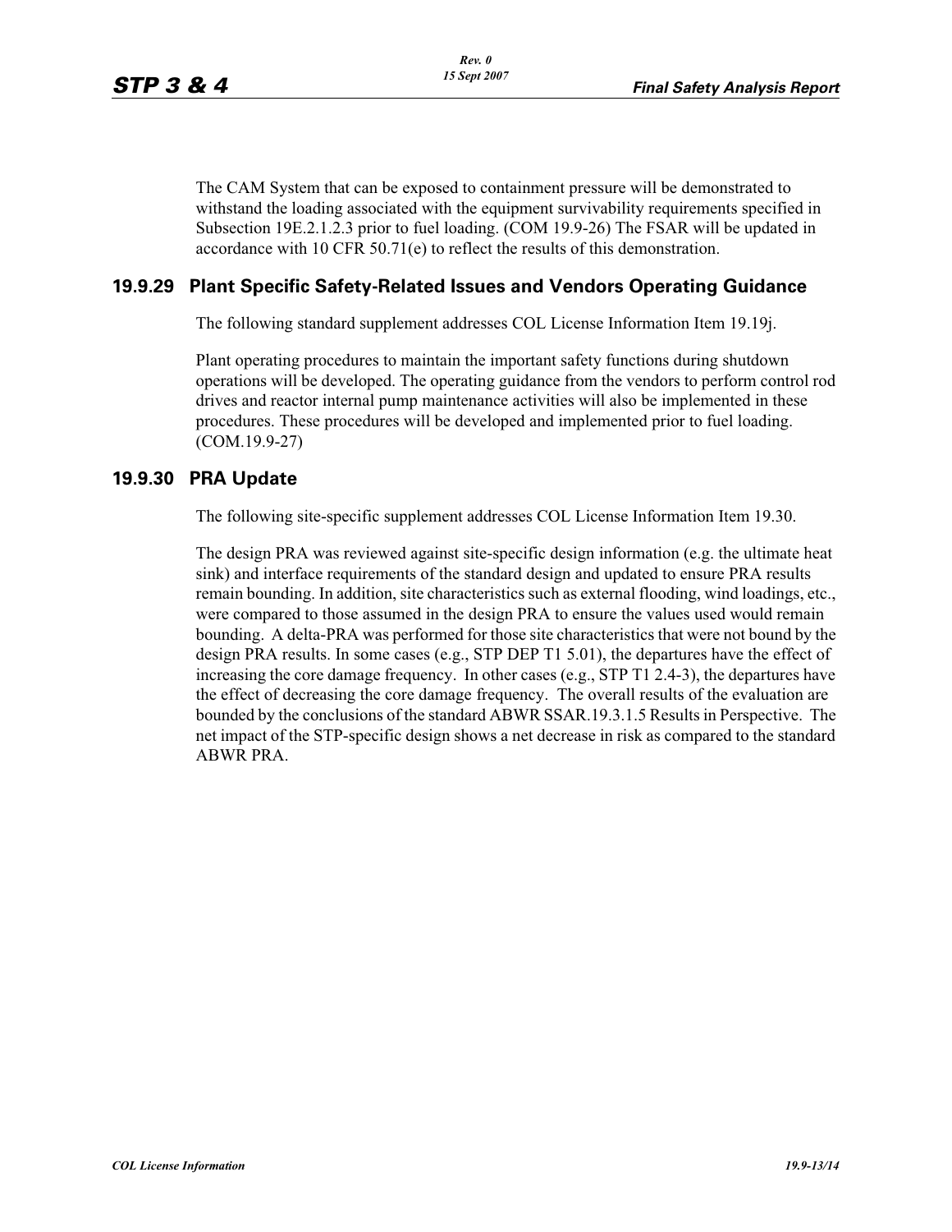The CAM System that can be exposed to containment pressure will be demonstrated to withstand the loading associated with the equipment survivability requirements specified in Subsection 19E.2.1.2.3 prior to fuel loading. (COM 19.9-26) The FSAR will be updated in accordance with 10 CFR 50.71(e) to reflect the results of this demonstration.

## 19.9.29 Plant Specific Safety-Related Issues and Vendors Operating Guidance

The following standard supplement addresses COL License Information Item 19.19j.

Plant operating procedures to maintain the important safety functions during shutdown operations will be developed. The operating guidance from the vendors to perform control rod drives and reactor internal pump maintenance activities will also be implemented in these procedures. These procedures will be developed and implemented prior to fuel loading. (COM.19.9-27)

## 19.9.30 PRA Update

The following site-specific supplement addresses COL License Information Item 19.30.

The design PRA was reviewed against site-specific design information (e.g. the ultimate heat sink) and interface requirements of the standard design and updated to ensure PRA results remain bounding. In addition, site characteristics such as external flooding, wind loadings, etc., were compared to those assumed in the design PRA to ensure the values used would remain bounding. A delta-PRA was performed for those site characteristics that were not bound by the design PRA results. In some cases (e.g., STP DEP T1 5.01), the departures have the effect of increasing the core damage frequency. In other cases (e.g., STP T1 2.4-3), the departures have the effect of decreasing the core damage frequency. The overall results of the evaluation are bounded by the conclusions of the standard ABWR SSAR.19.3.1.5 Results in Perspective. The net impact of the STP-specific design shows a net decrease in risk as compared to the standard ABWR PRA.